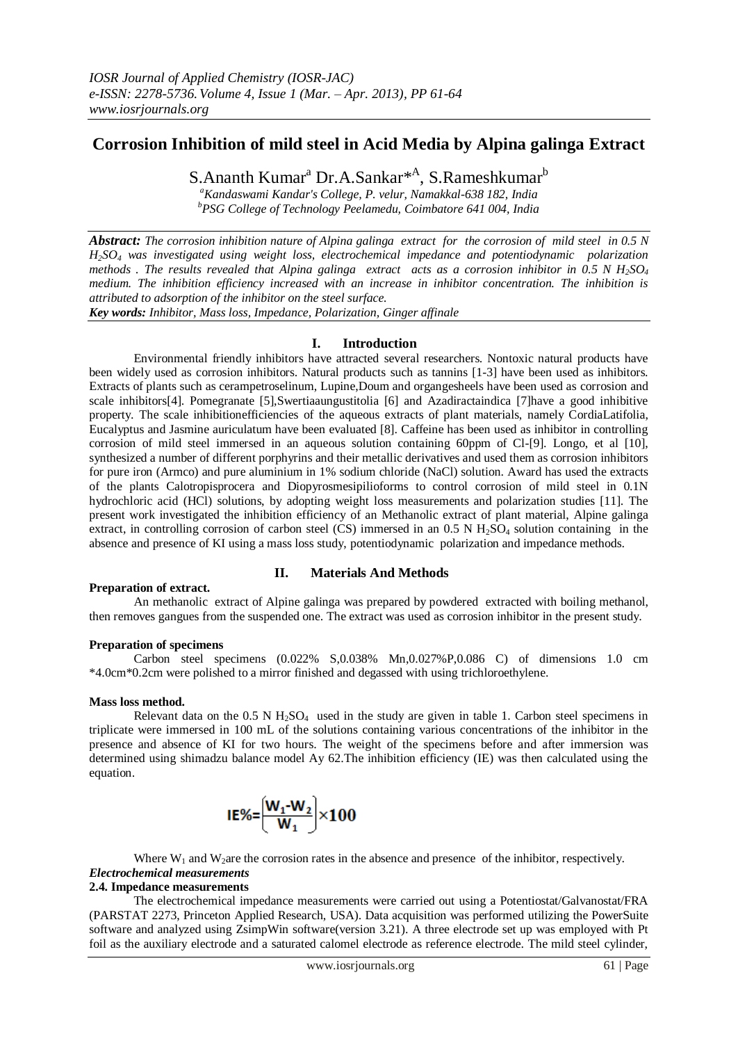# Corrosion Inhibition of mild steel in Acid Media by Alpina galinga Extract

S.Ananth Kumar[a] Dr.A.Sankar*[A], S.Rameshkumar[b]

[a]Kandaswami Kandar's College, P. velur, Namakkal-638 182, India
[b]PSG College of Technology Peelamedu, Coimbatore 641 004, India

***Abstract:*** *The corrosion inhibition nature of Alpina galinga extract for the corrosion of mild steel in 0.5 N $H_2SO_4$ was investigated using weight loss, electrochemical impedance and potentiodynamic polarization methods . The results revealed that Alpina galinga extract acts as a corrosion inhibitor in 0.5 N $H_2SO_4$ medium. The inhibition efficiency increased with an increase in inhibitor concentration. The inhibition is attributed to adsorption of the inhibitor on the steel surface.*

***Key words:*** *Inhibitor, Mass loss, Impedance, Polarization, Ginger affinale*

## I. Introduction

Environmental friendly inhibitors have attracted several researchers. Nontoxic natural products have been widely used as corrosion inhibitors. Natural products such as tannins [1-3] have been used as inhibitors. Extracts of plants such as cerampetroselinum, Lupine,Doum and organgesheels have been used as corrosion and scale inhibitors[4]. Pomegranate [5],Swertiaaungustitolia [6] and Azadiractaindica [7]have a good inhibitive property. The scale inhibitionefficiencies of the aqueous extracts of plant materials, namely CordiaLatifolia, Eucalyptus and Jasmine auriculatum have been evaluated [8]. Caffeine has been used as inhibitor in controlling corrosion of mild steel immersed in an aqueous solution containing 60ppm of Cl-[9]. Longo, et al [10], synthesized a number of different porphyrins and their metallic derivatives and used them as corrosion inhibitors for pure iron (Armco) and pure aluminium in 1% sodium chloride (NaCl) solution. Award has used the extracts of the plants Calotropisprocera and Diopyrosmesipilioforms to control corrosion of mild steel in 0.1N hydrochloric acid (HCl) solutions, by adopting weight loss measurements and polarization studies [11]. The present work investigated the inhibition efficiency of an Methanolic extract of plant material, Alpine galinga extract, in controlling corrosion of carbon steel (CS) immersed in an 0.5 N $H_2SO_4$ solution containing in the absence and presence of KI using a mass loss study, potentiodynamic polarization and impedance methods.

## II. Materials And Methods

**Preparation of extract.**

An methanolic extract of Alpine galinga was prepared by powdered extracted with boiling methanol, then removes gangues from the suspended one. The extract was used as corrosion inhibitor in the present study.

**Preparation of specimens**

Carbon steel specimens (0.022% S,0.038% Mn,0.027%P,0.086 C) of dimensions 1.0 cm *4.0cm*0.2cm were polished to a mirror finished and degassed with using trichloroethylene.

**Mass loss method.**

Relevant data on the 0.5 N $H_2SO_4$ used in the study are given in table 1. Carbon steel specimens in triplicate were immersed in 100 mL of the solutions containing various concentrations of the inhibitor in the presence and absence of KI for two hours. The weight of the specimens before and after immersion was determined using shimadzu balance model Ay 62.The inhibition efficiency (IE) was then calculated using the equation.

$$IE\% = \left(\frac{W_1 - W_2}{W_1}\right) \times 100$$

Where $W_1$ and $W_2$are the corrosion rates in the absence and presence of the inhibitor, respectively.

***Electrochemical measurements***

**2.4. Impedance measurements**

The electrochemical impedance measurements were carried out using a Potentiostat/Galvanostat/FRA (PARSTAT 2273, Princeton Applied Research, USA). Data acquisition was performed utilizing the PowerSuite software and analyzed using ZsimpWin software(version 3.21). A three electrode set up was employed with Pt foil as the auxiliary electrode and a saturated calomel electrode as reference electrode. The mild steel cylinder,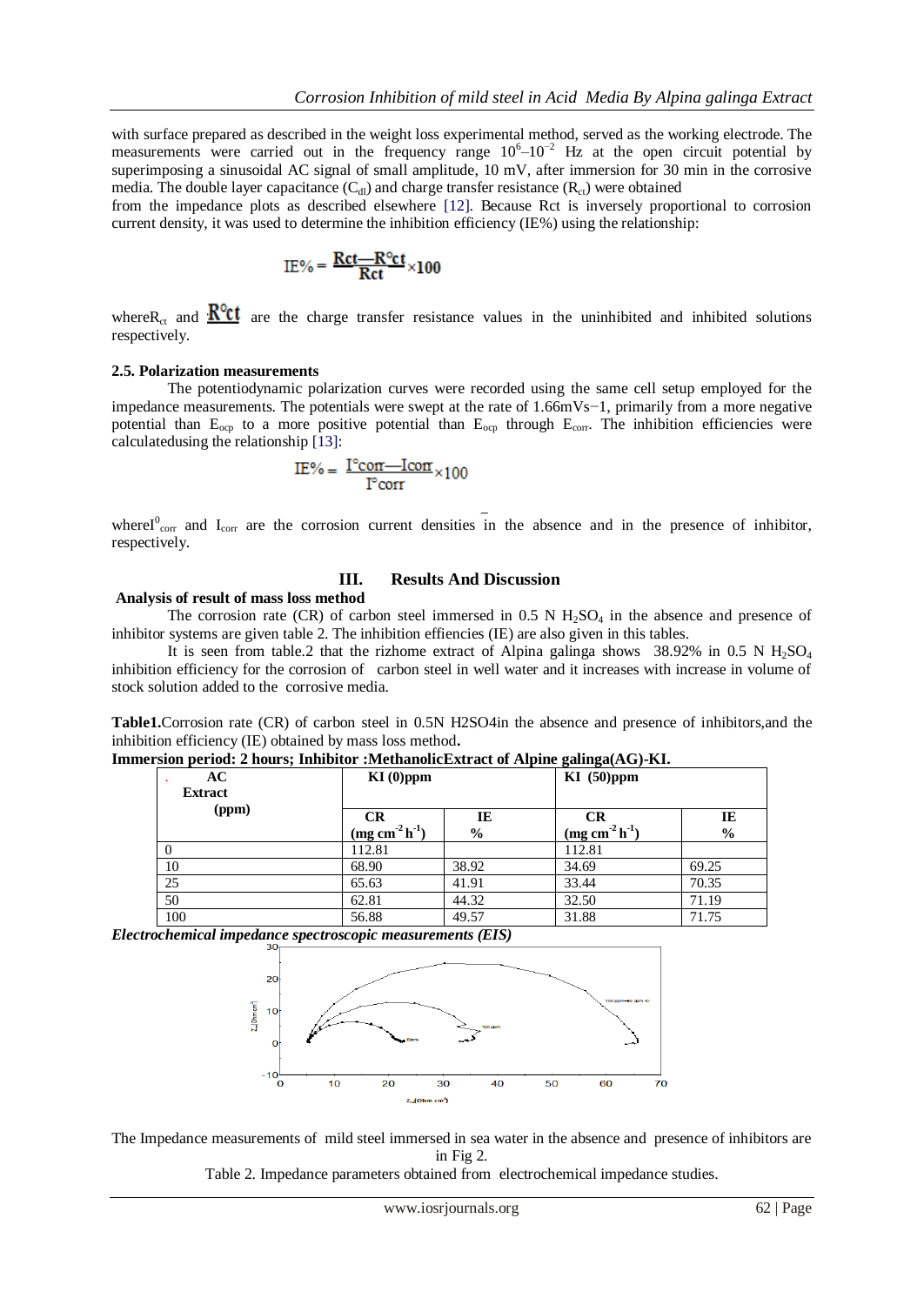with surface prepared as described in the weight loss experimental method, served as the working electrode. The measurements were carried out in the frequency range $10^6$–$10^{-2}$ Hz at the open circuit potential by superimposing a sinusoidal AC signal of small amplitude, 10 mV, after immersion for 30 min in the corrosive media. The double layer capacitance ($C_{dl}$) and charge transfer resistance ($R_{ct}$) were obtained

from the impedance plots as described elsewhere [12]. Because Rct is inversely proportional to corrosion current density, it was used to determine the inhibition efficiency (IE%) using the relationship:

$$IE\% = \frac{Rct - R^{\circ}ct}{Rct} \times 100$$

where$R_{ct}$ and $R^{\circ}ct$ are the charge transfer resistance values in the uninhibited and inhibited solutions respectively.

### 2.5. Polarization measurements

The potentiodynamic polarization curves were recorded using the same cell setup employed for the impedance measurements. The potentials were swept at the rate of 1.66mVs−1, primarily from a more negative potential than $E_{ocp}$ to a more positive potential than $E_{ocp}$ through $E_{corr}$. The inhibition efficiencies were calculatedusing the relationship [13]:

$$IE\% = \frac{I^{\circ}corr - Icorr}{I^{\circ}corr} \times 100$$

where$I^0_{corr}$ and $I_{corr}$ are the corrosion current densities in the absence and in the presence of inhibitor, respectively.

## III. Results And Discussion

### Analysis of result of mass loss method

The corrosion rate (CR) of carbon steel immersed in 0.5 N $H_2SO_4$ in the absence and presence of inhibitor systems are given table 2. The inhibition effiencies (IE) are also given in this tables.

It is seen from table.2 that the rizhome extract of Alpina galinga shows 38.92% in 0.5 N $H_2SO_4$ inhibition efficiency for the corrosion of carbon steel in well water and it increases with increase in volume of stock solution added to the corrosive media.

**Table1.**Corrosion rate (CR) of carbon steel in 0.5N H2SO4in the absence and presence of inhibitors,and the inhibition efficiency (IE) obtained by mass loss method**.**

**Immersion period: 2 hours; Inhibitor :MethanolicExtract of Alpine galinga(AG)-KI.**

| AC Extract (ppm) | KI (0)ppm | | KI (50)ppm | |
|---|---|---|---|---|
| | CR ($mg\ cm^{-2}\ h^{-1}$) | IE % | CR ($mg\ cm^{-2}\ h^{-1}$) | IE % |
| 0 | 112.81 | | 112.81 | |
| 10 | 68.90 | 38.92 | 34.69 | 69.25 |
| 25 | 65.63 | 41.91 | 33.44 | 70.35 |
| 50 | 62.81 | 44.32 | 32.50 | 71.19 |
| 100 | 56.88 | 49.57 | 31.88 | 71.75 |

***Electrochemical impedance spectroscopic measurements (EIS)***

The Impedance measurements of mild steel immersed in sea water in the absence and presence of inhibitors are in Fig 2.

Table 2. Impedance parameters obtained from electrochemical impedance studies.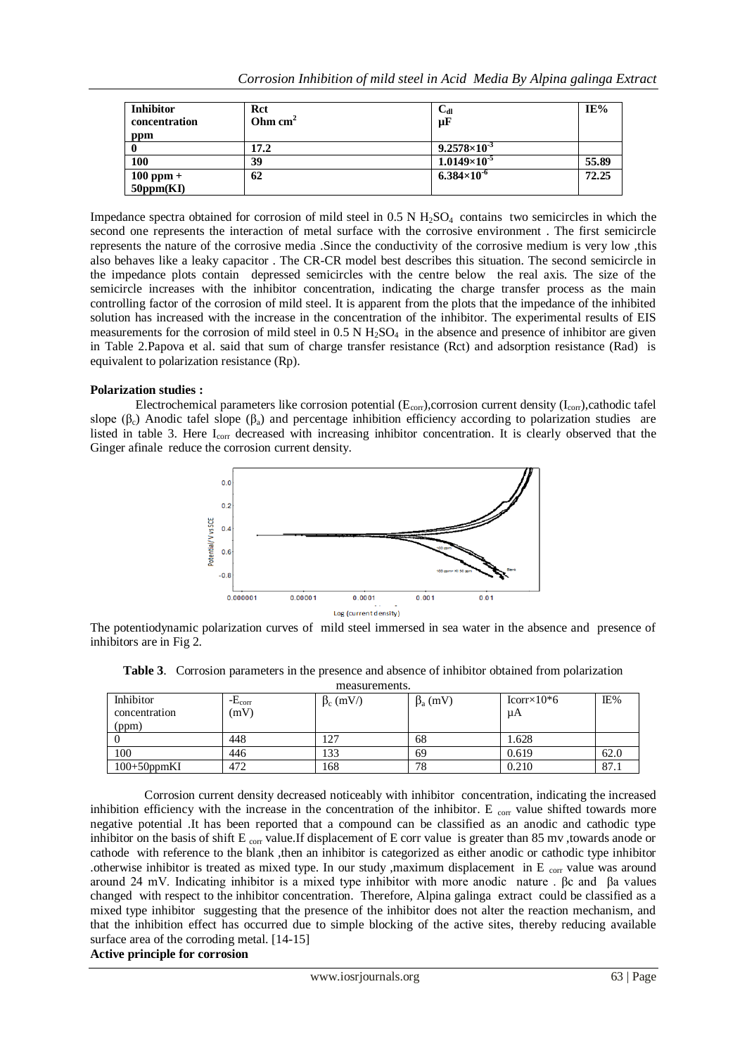| Inhibitor concentration ppm | Rct Ohm $cm^2$ | $C_{dl}$ µF | IE% |
|---|---|---|---|
| 0 | 17.2 | $9.2578\times10^{-3}$ | |
| 100 | 39 | $1.0149\times10^{-5}$ | 55.89 |
| 100 ppm + 50ppm(KI) | 62 | $6.384\times10^{-6}$ | 72.25 |

Impedance spectra obtained for corrosion of mild steel in 0.5 N $H_2SO_4$ contains two semicircles in which the second one represents the interaction of metal surface with the corrosive environment . The first semicircle represents the nature of the corrosive media .Since the conductivity of the corrosive medium is very low ,this also behaves like a leaky capacitor . The CR-CR model best describes this situation. The second semicircle in the impedance plots contain depressed semicircles with the centre below the real axis. The size of the semicircle increases with the inhibitor concentration, indicating the charge transfer process as the main controlling factor of the corrosion of mild steel. It is apparent from the plots that the impedance of the inhibited solution has increased with the increase in the concentration of the inhibitor. The experimental results of EIS measurements for the corrosion of mild steel in 0.5 N $H_2SO_4$ in the absence and presence of inhibitor are given in Table 2.Papova et al. said that sum of charge transfer resistance (Rct) and adsorption resistance (Rad) is equivalent to polarization resistance (Rp).

**Polarization studies :**

Electrochemical parameters like corrosion potential ($E_{corr}$),corrosion current density ($I_{corr}$),cathodic tafel slope ($\beta_c$) Anodic tafel slope ($\beta_a$) and percentage inhibition efficiency according to polarization studies are listed in table 3. Here $I_{corr}$ decreased with increasing inhibitor concentration. It is clearly observed that the Ginger afinale reduce the corrosion current density.

The potentiodynamic polarization curves of mild steel immersed in sea water in the absence and presence of inhibitors are in Fig 2.

**Table 3**. Corrosion parameters in the presence and absence of inhibitor obtained from polarization measurements.

| Inhibitor concentration (ppm) | $-E_{corr}$ (mV) | $\beta_c$ (mV/) | $\beta_a$ (mV) | Icorr×10*6 µA | IE% |
|---|---|---|---|---|---|
| 0 | 448 | 127 | 68 | 1.628 | |
| 100 | 446 | 133 | 69 | 0.619 | 62.0 |
| 100+50ppmKI | 472 | 168 | 78 | 0.210 | 87.1 |

Corrosion current density decreased noticeably with inhibitor concentration, indicating the increased inhibition efficiency with the increase in the concentration of the inhibitor. $E_{corr}$ value shifted towards more negative potential .It has been reported that a compound can be classified as an anodic and cathodic type inhibitor on the basis of shift $E_{corr}$ value.If displacement of E corr value is greater than 85 mv ,towards anode or cathode with reference to the blank ,then an inhibitor is categorized as either anodic or cathodic type inhibitor .otherwise inhibitor is treated as mixed type. In our study ,maximum displacement in $E_{corr}$ value was around around 24 mV. Indicating inhibitor is a mixed type inhibitor with more anodic nature . βc and βa values changed with respect to the inhibitor concentration. Therefore, Alpina galinga extract could be classified as a mixed type inhibitor suggesting that the presence of the inhibitor does not alter the reaction mechanism, and that the inhibition effect has occurred due to simple blocking of the active sites, thereby reducing available surface area of the corroding metal. [14-15]

**Active principle for corrosion**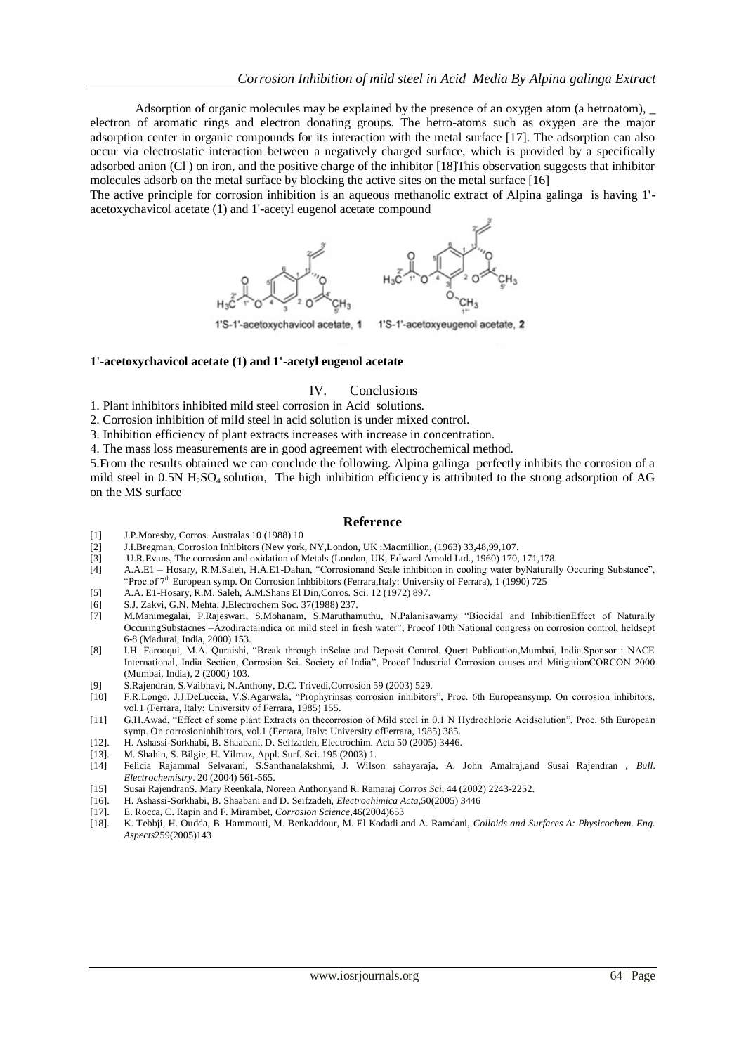Adsorption of organic molecules may be explained by the presence of an oxygen atom (a hetroatom), _ electron of aromatic rings and electron donating groups. The hetro-atoms such as oxygen are the major adsorption center in organic compounds for its interaction with the metal surface [17]. The adsorption can also occur via electrostatic interaction between a negatively charged surface, which is provided by a specifically adsorbed anion ($Cl^-$) on iron, and the positive charge of the inhibitor [18]This observation suggests that inhibitor molecules adsorb on the metal surface by blocking the active sites on the metal surface [16]

The active principle for corrosion inhibition is an aqueous methanolic extract of Alpina galinga is having 1'-acetoxychavicol acetate (1) and 1'-acetyl eugenol acetate compound

1'S-1'-acetoxychavicol acetate, **1** 1'S-1'-acetoxyeugenol acetate, **2**

**1'-acetoxychavicol acetate (1) and 1'-acetyl eugenol acetate**

## IV. Conclusions

1. Plant inhibitors inhibited mild steel corrosion in Acid solutions.
2. Corrosion inhibition of mild steel in acid solution is under mixed control.
3. Inhibition efficiency of plant extracts increases with increase in concentration.
4. The mass loss measurements are in good agreement with electrochemical method.
5. From the results obtained we can conclude the following. Alpina galinga perfectly inhibits the corrosion of a mild steel in 0.5N $H_2SO_4$ solution, The high inhibition efficiency is attributed to the strong adsorption of AG on the MS surface

## Reference

[1] J.P.Moresby, Corros. Australas 10 (1988) 10

[2] J.I.Bregman, Corrosion Inhibitors (New york, NY,London, UK :Macmillion, (1963) 33,48,99,107.

[3] U.R.Evans, The corrosion and oxidation of Metals (London, UK, Edward Arnold Ltd., 1960) 170, 171,178.

[4] A.A.E1 – Hosary, R.M.Saleh, H.A.E1-Dahan, "Corrosionand Scale inhibition in cooling water byNaturally Occuring Substance", "Proc.of 7th European symp. On Corrosion Inhbibitors (Ferrara,Italy: University of Ferrara), 1 (1990) 725

[5] A.A. E1-Hosary, R.M. Saleh, A.M.Shans El Din,Corros. Sci. 12 (1972) 897.

[6] S.J. Zakvi, G.N. Mehta, J.Electrochem Soc. 37(1988) 237.

[7] M.Manimegalai, P.Rajeswari, S.Mohanam, S.Maruthamuthu, N.Palanisawamy "Biocidal and InhibitionEffect of Naturally OccuringSubstacnes –Azodiractaindica on mild steel in fresh water", Procof 10th National congress on corrosion control, heldsept 6-8 (Madurai, India, 2000) 153.

[8] I.H. Farooqui, M.A. Quraishi, "Break through inSclae and Deposit Control. Quert Publication,Mumbai, India.Sponsor : NACE International, India Section, Corrosion Sci. Society of India", Procof Industrial Corrosion causes and MitigationCORCON 2000 (Mumbai, India), 2 (2000) 103.

[9] S.Rajendran, S.Vaibhavi, N.Anthony, D.C. Trivedi,Corrosion 59 (2003) 529.

[10] F.R.Longo, J.J.DeLuccia, V.S.Agarwala, "Prophyrinsas corrosion inhibitors", Proc. 6th Europeansymp. On corrosion inhibitors, vol.1 (Ferrara, Italy: University of Ferrara, 1985) 155.

[11] G.H.Awad, "Effect of some plant Extracts on thecorrosion of Mild steel in 0.1 N Hydrochloric Acidsolution", Proc. 6th European symp. On corrosioninhibitors, vol.1 (Ferrara, Italy: University ofFerrara, 1985) 385.

[12]. H. Ashassi-Sorkhabi, B. Shaabani, D. Seifzadeh, Electrochim. Acta 50 (2005) 3446.

[13]. M. Shahin, S. Bilgie, H. Yilmaz, Appl. Surf. Sci. 195 (2003) 1.

[14] Felicia Rajammal Selvarani, S.Santhanalakshmi, J. Wilson sahayaraja, A. John Amalraj,and Susai Rajendran , *Bull. Electrochemistry*. 20 (2004) 561-565.

[15] Susai RajendranS. Mary Reenkala, Noreen Anthonyand R. Ramaraj *Corros Sci*, 44 (2002) 2243-2252.

[16]. H. Ashassi-Sorkhabi, B. Shaabani and D. Seifzadeh, *Electrochimica Acta*,50(2005) 3446

[17]. E. Rocca, C. Rapin and F. Mirambet, *Corrosion Science*,46(2004)653

[18]. K. Tebbji, H. Oudda, B. Hammouti, M. Benkaddour, M. El Kodadi and A. Ramdani, *Colloids and Surfaces A: Physicochem. Eng. Aspects*259(2005)143